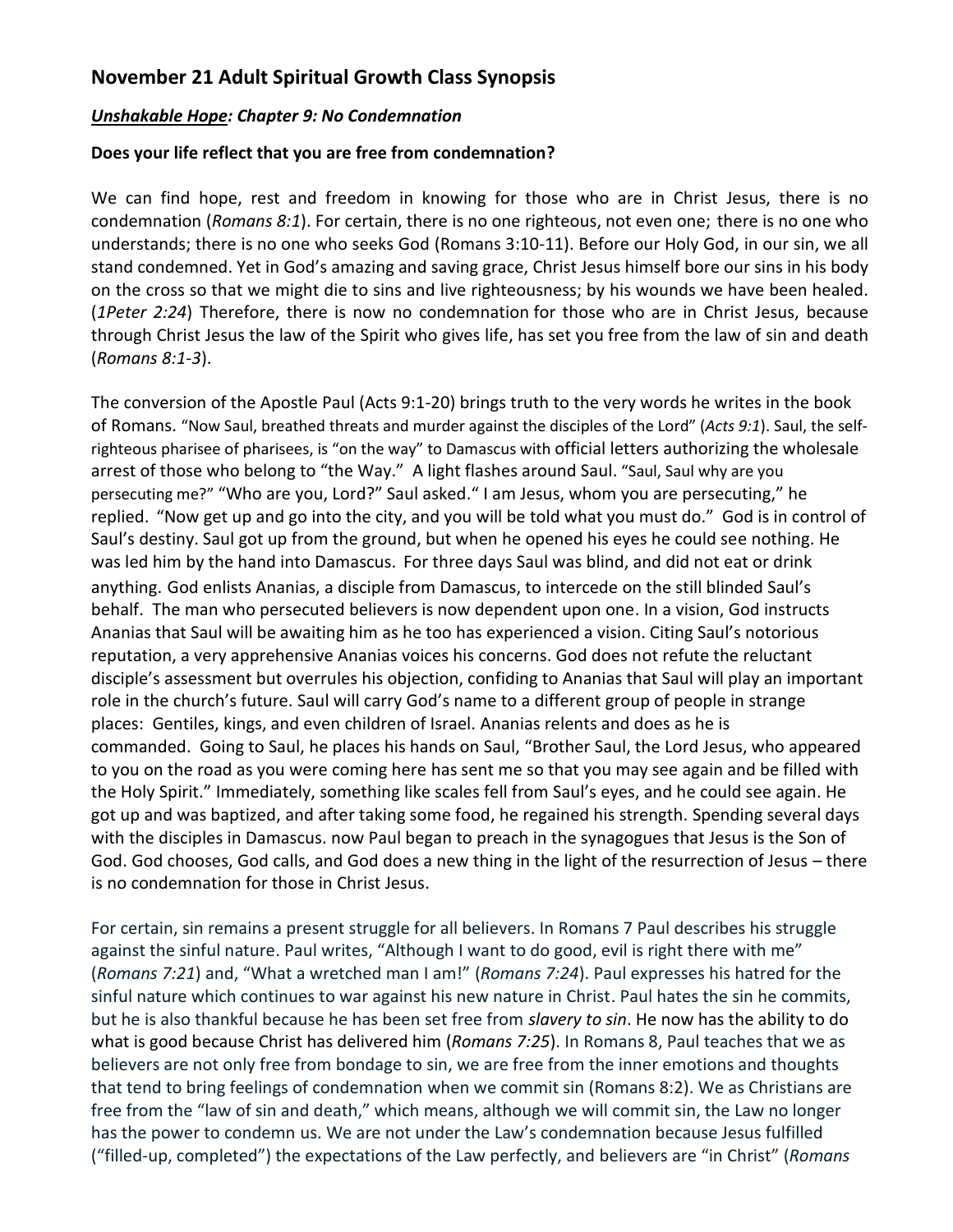## November 21 Adult Spiritual Growth Class Synopsis

### *Unshakable Hope: Chapter 9: No Condemnation*

**Does your life reflect that you are free from condemnation?**

We can find hope, rest and freedom in knowing for those who are in Christ Jesus, there is no condemnation (*Romans 8:1*). For certain, there is no one righteous, not even one; there is no one who understands; there is no one who seeks God (Romans 3:10-11). Before our Holy God, in our sin, we all stand condemned. Yet in God's amazing and saving grace, Christ Jesus himself bore our sins in his body on the cross so that we might die to sins and live righteousness; by his wounds we have been healed. (*1Peter 2:24*) Therefore, there is now no condemnation for those who are in Christ Jesus, because through Christ Jesus the law of the Spirit who gives life, has set you free from the law of sin and death (*Romans 8:1-3*).

The conversion of the Apostle Paul (Acts 9:1-20) brings truth to the very words he writes in the book of Romans. "Now Saul, breathed threats and murder against the disciples of the Lord" (*Acts 9:1*). Saul, the self-righteous pharisee of pharisees, is "on the way" to Damascus with official letters authorizing the wholesale arrest of those who belong to "the Way." A light flashes around Saul. "Saul, Saul why are you persecuting me?" "Who are you, Lord?" Saul asked." I am Jesus, whom you are persecuting," he replied. "Now get up and go into the city, and you will be told what you must do." God is in control of Saul's destiny. Saul got up from the ground, but when he opened his eyes he could see nothing. He was led him by the hand into Damascus. For three days Saul was blind, and did not eat or drink anything. God enlists Ananias, a disciple from Damascus, to intercede on the still blinded Saul's behalf. The man who persecuted believers is now dependent upon one. In a vision, God instructs Ananias that Saul will be awaiting him as he too has experienced a vision. Citing Saul's notorious reputation, a very apprehensive Ananias voices his concerns. God does not refute the reluctant disciple's assessment but overrules his objection, confiding to Ananias that Saul will play an important role in the church's future. Saul will carry God's name to a different group of people in strange places: Gentiles, kings, and even children of Israel. Ananias relents and does as he is commanded. Going to Saul, he places his hands on Saul, "Brother Saul, the Lord Jesus, who appeared to you on the road as you were coming here has sent me so that you may see again and be filled with the Holy Spirit." Immediately, something like scales fell from Saul's eyes, and he could see again. He got up and was baptized, and after taking some food, he regained his strength. Spending several days with the disciples in Damascus. now Paul began to preach in the synagogues that Jesus is the Son of God. God chooses, God calls, and God does a new thing in the light of the resurrection of Jesus – there is no condemnation for those in Christ Jesus.

For certain, sin remains a present struggle for all believers. In Romans 7 Paul describes his struggle against the sinful nature. Paul writes, "Although I want to do good, evil is right there with me" (*Romans 7:21*) and, "What a wretched man I am!" (*Romans 7:24*). Paul expresses his hatred for the sinful nature which continues to war against his new nature in Christ. Paul hates the sin he commits, but he is also thankful because he has been set free from *slavery to sin*. He now has the ability to do what is good because Christ has delivered him (*Romans 7:25*). In Romans 8, Paul teaches that we as believers are not only free from bondage to sin, we are free from the inner emotions and thoughts that tend to bring feelings of condemnation when we commit sin (Romans 8:2). We as Christians are free from the "law of sin and death," which means, although we will commit sin, the Law no longer has the power to condemn us. We are not under the Law's condemnation because Jesus fulfilled ("filled-up, completed") the expectations of the Law perfectly, and believers are "in Christ" (*Romans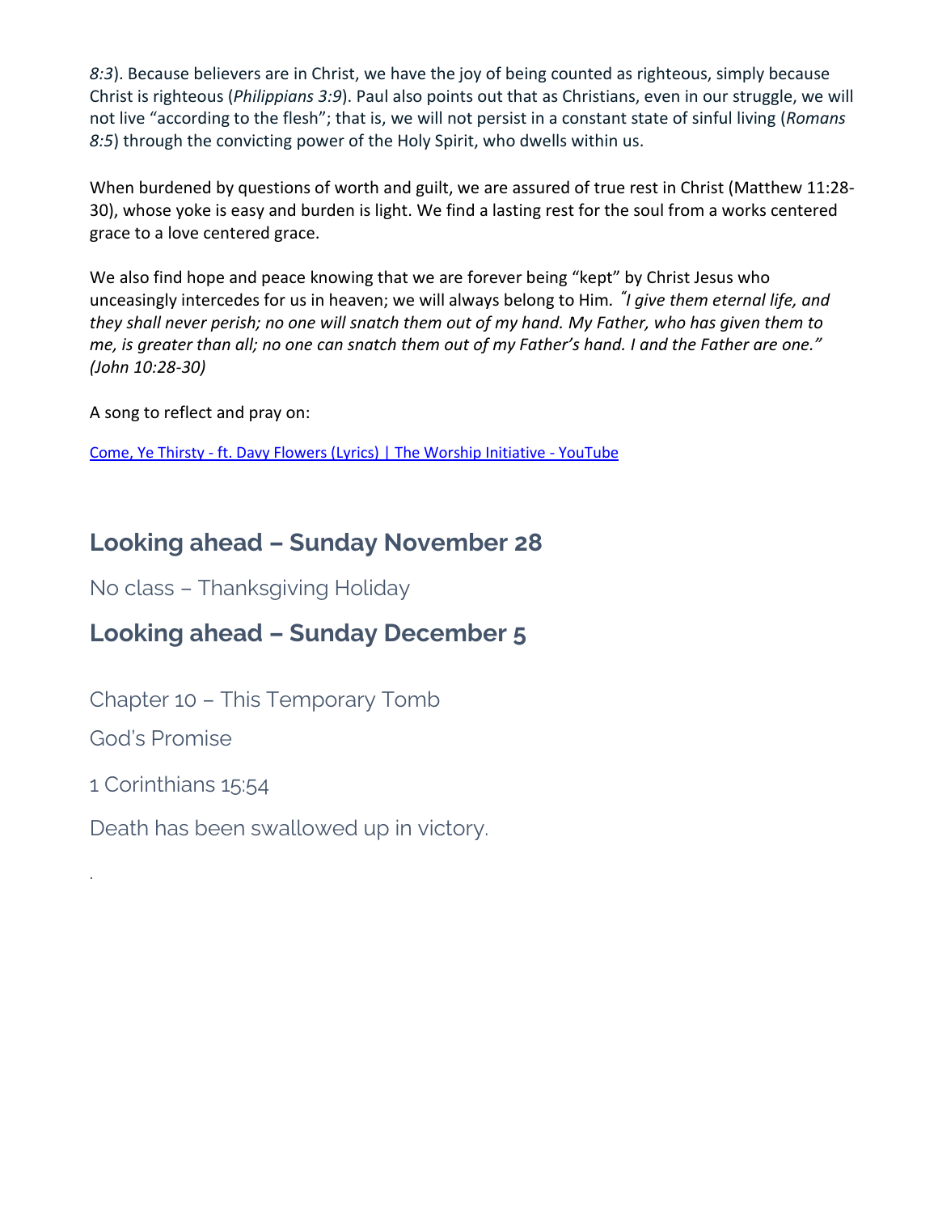*8:3*). Because believers are in Christ, we have the joy of being counted as righteous, simply because Christ is righteous (*Philippians 3:9*). Paul also points out that as Christians, even in our struggle, we will not live "according to the flesh"; that is, we will not persist in a constant state of sinful living (*Romans 8:5*) through the convicting power of the Holy Spirit, who dwells within us.

When burdened by questions of worth and guilt, we are assured of true rest in Christ (Matthew 11:28-30), whose yoke is easy and burden is light. We find a lasting rest for the soul from a works centered grace to a love centered grace.

We also find hope and peace knowing that we are forever being "kept" by Christ Jesus who unceasingly intercedes for us in heaven; we will always belong to Him. *"I give them eternal life, and they shall never perish; no one will snatch them out of my hand. My Father, who has given them to me, is greater than all; no one can snatch them out of my Father's hand. I and the Father are one." (John 10:28-30)*

A song to reflect and pray on:

[Come, Ye Thirsty - ft. Davy Flowers (Lyrics) | The Worship Initiative - YouTube]

## Looking ahead – Sunday November 28

No class – Thanksgiving Holiday

## Looking ahead – Sunday December 5

Chapter 10 – This Temporary Tomb

God's Promise

1 Corinthians 15:54

Death has been swallowed up in victory.

.